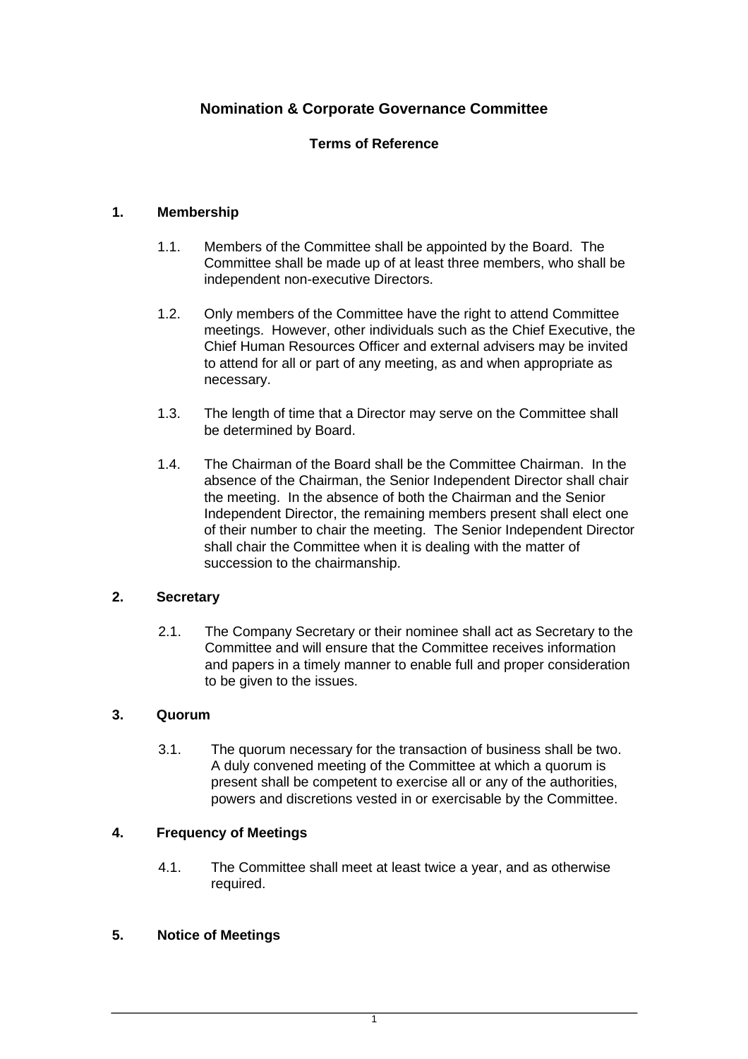# Nomination & Corporate Governance Committee

## Terms of Reference

### 1. Membership

1.1. Members of the Committee shall be appointed by the Board. The Committee shall be made up of at least three members, who shall be independent non-executive Directors.

1.2. Only members of the Committee have the right to attend Committee meetings. However, other individuals such as the Chief Executive, the Chief Human Resources Officer and external advisers may be invited to attend for all or part of any meeting, as and when appropriate as necessary.

1.3. The length of time that a Director may serve on the Committee shall be determined by Board.

1.4. The Chairman of the Board shall be the Committee Chairman. In the absence of the Chairman, the Senior Independent Director shall chair the meeting. In the absence of both the Chairman and the Senior Independent Director, the remaining members present shall elect one of their number to chair the meeting. The Senior Independent Director shall chair the Committee when it is dealing with the matter of succession to the chairmanship.

### 2. Secretary

2.1. The Company Secretary or their nominee shall act as Secretary to the Committee and will ensure that the Committee receives information and papers in a timely manner to enable full and proper consideration to be given to the issues.

### 3. Quorum

3.1. The quorum necessary for the transaction of business shall be two. A duly convened meeting of the Committee at which a quorum is present shall be competent to exercise all or any of the authorities, powers and discretions vested in or exercisable by the Committee.

### 4. Frequency of Meetings

4.1. The Committee shall meet at least twice a year, and as otherwise required.

### 5. Notice of Meetings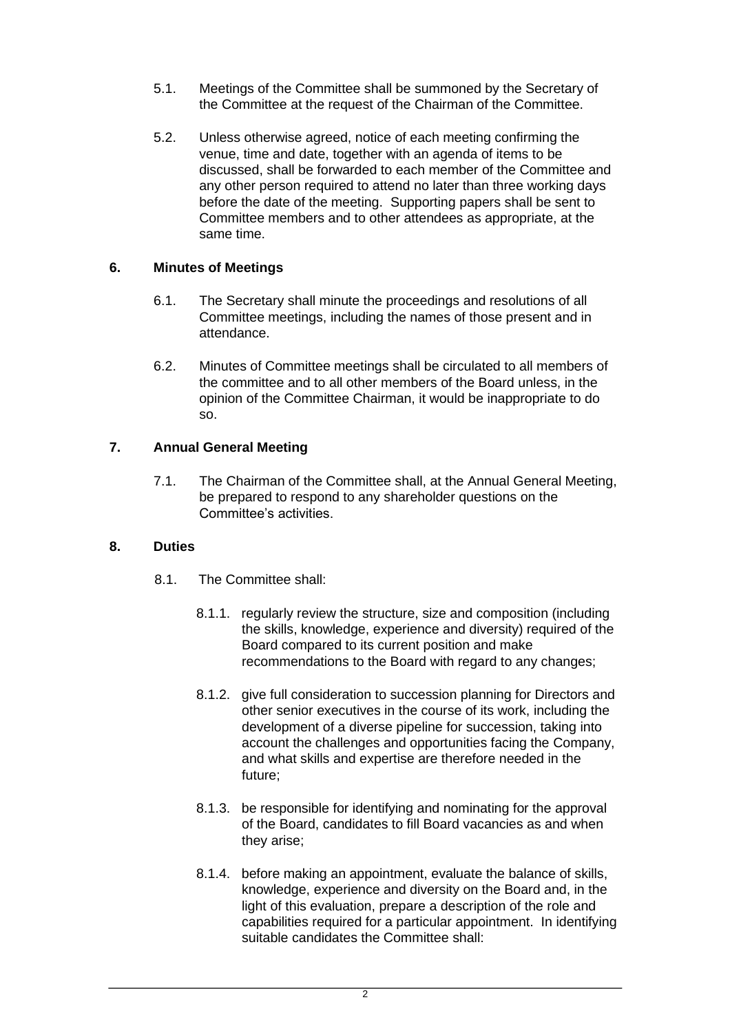5.1. Meetings of the Committee shall be summoned by the Secretary of the Committee at the request of the Chairman of the Committee.

5.2. Unless otherwise agreed, notice of each meeting confirming the venue, time and date, together with an agenda of items to be discussed, shall be forwarded to each member of the Committee and any other person required to attend no later than three working days before the date of the meeting. Supporting papers shall be sent to Committee members and to other attendees as appropriate, at the same time.

## 6. Minutes of Meetings

6.1. The Secretary shall minute the proceedings and resolutions of all Committee meetings, including the names of those present and in attendance.

6.2. Minutes of Committee meetings shall be circulated to all members of the committee and to all other members of the Board unless, in the opinion of the Committee Chairman, it would be inappropriate to do so.

## 7. Annual General Meeting

7.1. The Chairman of the Committee shall, at the Annual General Meeting, be prepared to respond to any shareholder questions on the Committee's activities.

## 8. Duties

8.1. The Committee shall:

8.1.1. regularly review the structure, size and composition (including the skills, knowledge, experience and diversity) required of the Board compared to its current position and make recommendations to the Board with regard to any changes;

8.1.2. give full consideration to succession planning for Directors and other senior executives in the course of its work, including the development of a diverse pipeline for succession, taking into account the challenges and opportunities facing the Company, and what skills and expertise are therefore needed in the future;

8.1.3. be responsible for identifying and nominating for the approval of the Board, candidates to fill Board vacancies as and when they arise;

8.1.4. before making an appointment, evaluate the balance of skills, knowledge, experience and diversity on the Board and, in the light of this evaluation, prepare a description of the role and capabilities required for a particular appointment. In identifying suitable candidates the Committee shall: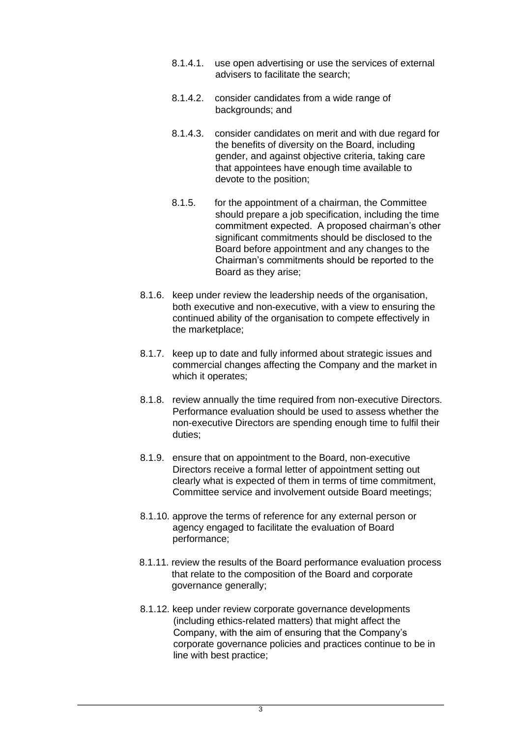- 8.1.4.1. use open advertising or use the services of external advisers to facilitate the search;
- 8.1.4.2. consider candidates from a wide range of backgrounds; and
- 8.1.4.3. consider candidates on merit and with due regard for the benefits of diversity on the Board, including gender, and against objective criteria, taking care that appointees have enough time available to devote to the position;

8.1.5. for the appointment of a chairman, the Committee should prepare a job specification, including the time commitment expected. A proposed chairman's other significant commitments should be disclosed to the Board before appointment and any changes to the Chairman's commitments should be reported to the Board as they arise;

8.1.6. keep under review the leadership needs of the organisation, both executive and non-executive, with a view to ensuring the continued ability of the organisation to compete effectively in the marketplace;

8.1.7. keep up to date and fully informed about strategic issues and commercial changes affecting the Company and the market in which it operates;

8.1.8. review annually the time required from non-executive Directors. Performance evaluation should be used to assess whether the non-executive Directors are spending enough time to fulfil their duties;

8.1.9. ensure that on appointment to the Board, non-executive Directors receive a formal letter of appointment setting out clearly what is expected of them in terms of time commitment, Committee service and involvement outside Board meetings;

8.1.10. approve the terms of reference for any external person or agency engaged to facilitate the evaluation of Board performance;

8.1.11. review the results of the Board performance evaluation process that relate to the composition of the Board and corporate governance generally;

8.1.12. keep under review corporate governance developments (including ethics-related matters) that might affect the Company, with the aim of ensuring that the Company's corporate governance policies and practices continue to be in line with best practice;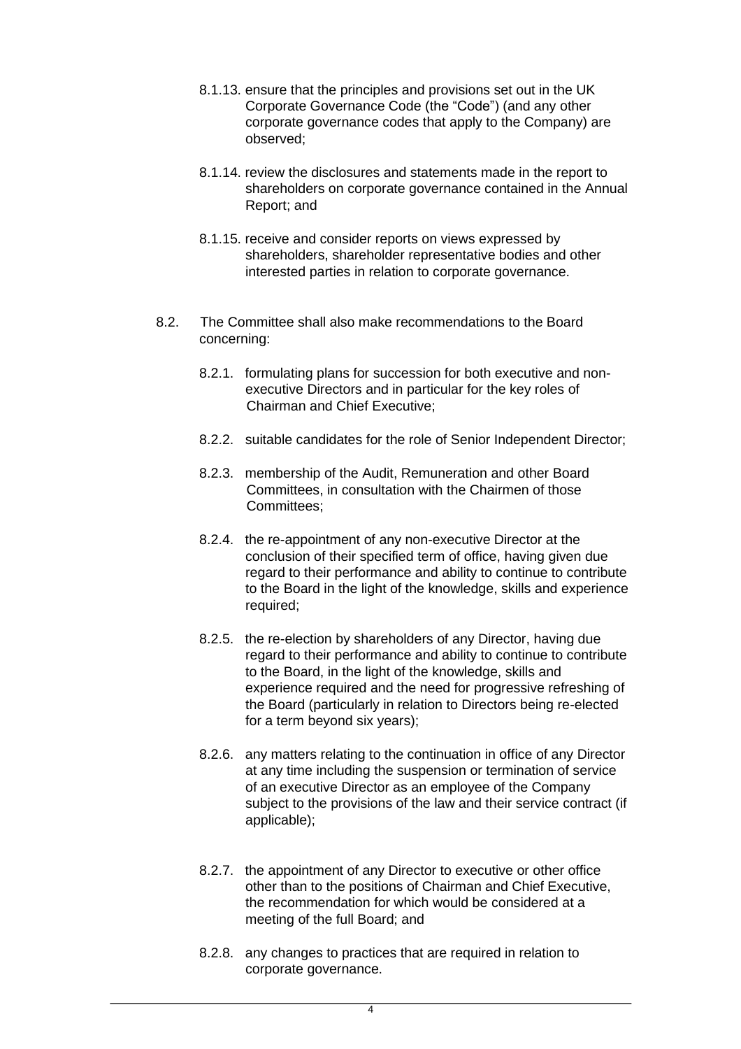8.1.13. ensure that the principles and provisions set out in the UK Corporate Governance Code (the "Code") (and any other corporate governance codes that apply to the Company) are observed;

8.1.14. review the disclosures and statements made in the report to shareholders on corporate governance contained in the Annual Report; and

8.1.15. receive and consider reports on views expressed by shareholders, shareholder representative bodies and other interested parties in relation to corporate governance.

8.2. The Committee shall also make recommendations to the Board concerning:

8.2.1. formulating plans for succession for both executive and non-executive Directors and in particular for the key roles of Chairman and Chief Executive;

8.2.2. suitable candidates for the role of Senior Independent Director;

8.2.3. membership of the Audit, Remuneration and other Board Committees, in consultation with the Chairmen of those Committees;

8.2.4. the re-appointment of any non-executive Director at the conclusion of their specified term of office, having given due regard to their performance and ability to continue to contribute to the Board in the light of the knowledge, skills and experience required;

8.2.5. the re-election by shareholders of any Director, having due regard to their performance and ability to continue to contribute to the Board, in the light of the knowledge, skills and experience required and the need for progressive refreshing of the Board (particularly in relation to Directors being re-elected for a term beyond six years);

8.2.6. any matters relating to the continuation in office of any Director at any time including the suspension or termination of service of an executive Director as an employee of the Company subject to the provisions of the law and their service contract (if applicable);

8.2.7. the appointment of any Director to executive or other office other than to the positions of Chairman and Chief Executive, the recommendation for which would be considered at a meeting of the full Board; and

8.2.8. any changes to practices that are required in relation to corporate governance.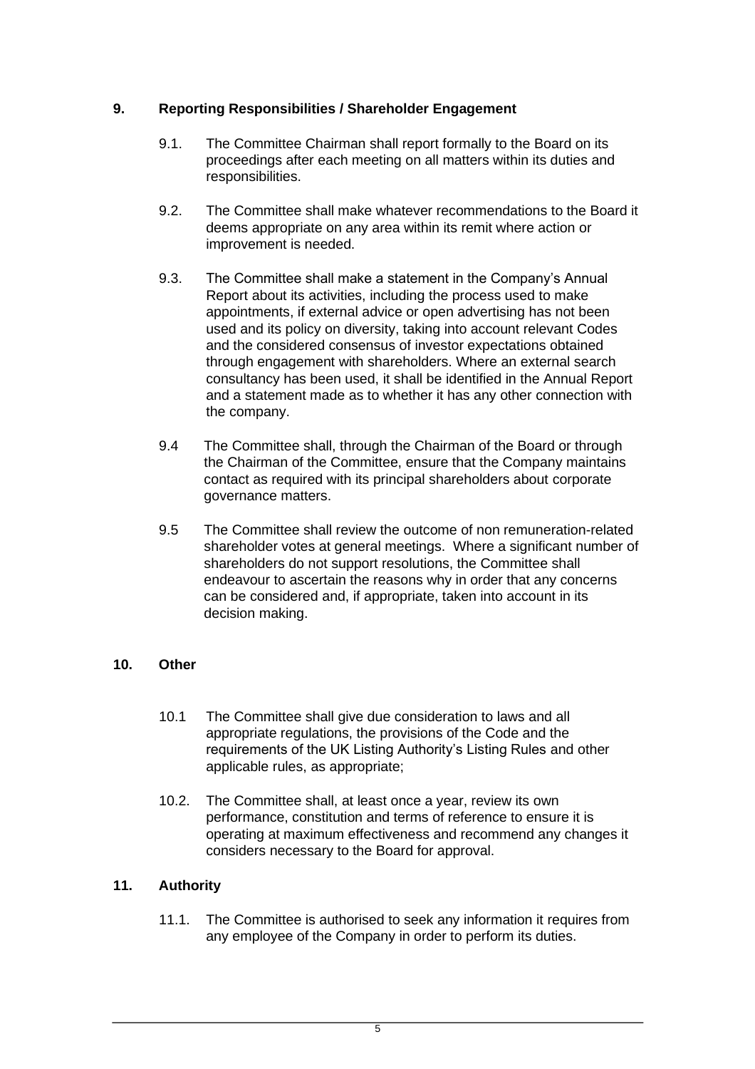## 9. Reporting Responsibilities / Shareholder Engagement

9.1. The Committee Chairman shall report formally to the Board on its proceedings after each meeting on all matters within its duties and responsibilities.

9.2. The Committee shall make whatever recommendations to the Board it deems appropriate on any area within its remit where action or improvement is needed.

9.3. The Committee shall make a statement in the Company's Annual Report about its activities, including the process used to make appointments, if external advice or open advertising has not been used and its policy on diversity, taking into account relevant Codes and the considered consensus of investor expectations obtained through engagement with shareholders. Where an external search consultancy has been used, it shall be identified in the Annual Report and a statement made as to whether it has any other connection with the company.

9.4 The Committee shall, through the Chairman of the Board or through the Chairman of the Committee, ensure that the Company maintains contact as required with its principal shareholders about corporate governance matters.

9.5 The Committee shall review the outcome of non remuneration-related shareholder votes at general meetings. Where a significant number of shareholders do not support resolutions, the Committee shall endeavour to ascertain the reasons why in order that any concerns can be considered and, if appropriate, taken into account in its decision making.

## 10. Other

10.1 The Committee shall give due consideration to laws and all appropriate regulations, the provisions of the Code and the requirements of the UK Listing Authority's Listing Rules and other applicable rules, as appropriate;

10.2. The Committee shall, at least once a year, review its own performance, constitution and terms of reference to ensure it is operating at maximum effectiveness and recommend any changes it considers necessary to the Board for approval.

## 11. Authority

11.1. The Committee is authorised to seek any information it requires from any employee of the Company in order to perform its duties.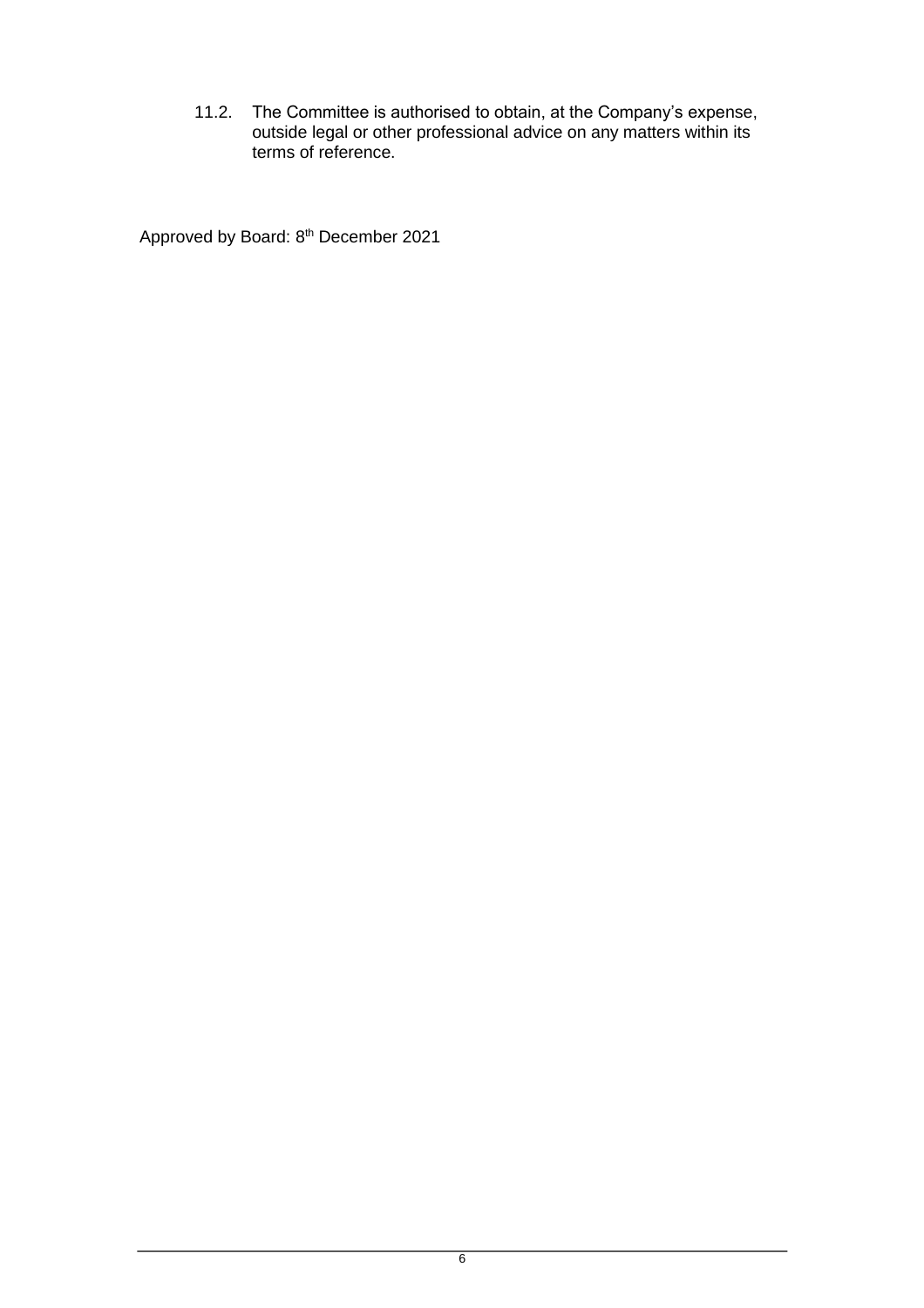11.2. The Committee is authorised to obtain, at the Company's expense, outside legal or other professional advice on any matters within its terms of reference.

Approved by Board: 8th December 2021